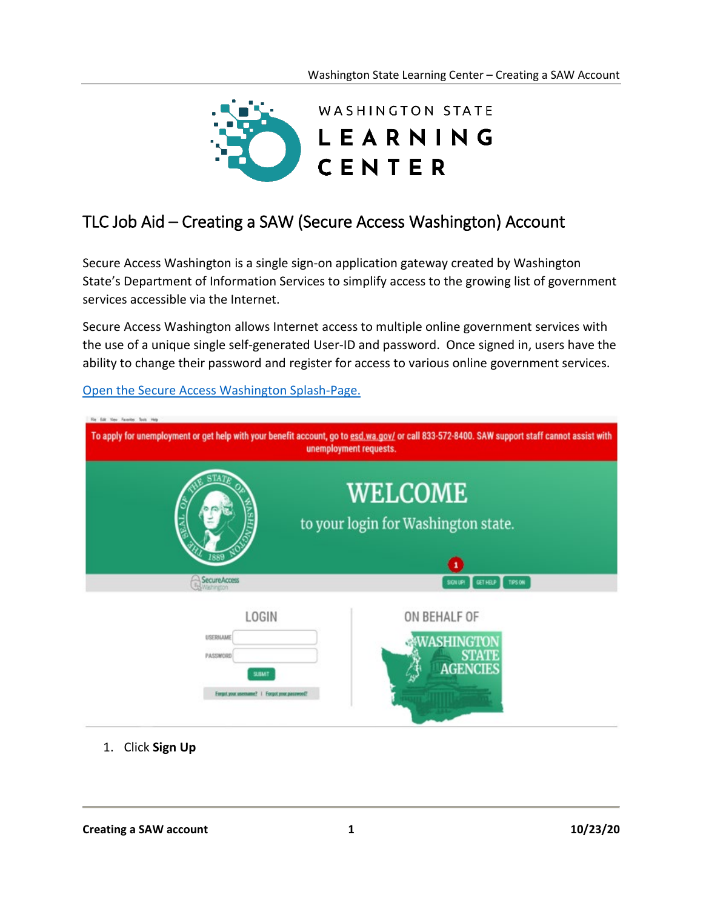# TLC Job Aid – Creating a SAW (Secure Access Washington) Account

Secure Access Washington is a single sign-on application gateway created by Washington State's Department of Information Services to simplify access to the growing list of government services accessible via the Internet.

Secure Access Washington allows Internet access to multiple online government services with the use of a unique single self-generated User-ID and password. Once signed in, users have the ability to change their password and register for access to various online government services.

Open the Secure Access Washington Splash-Page.

1. Click **Sign Up**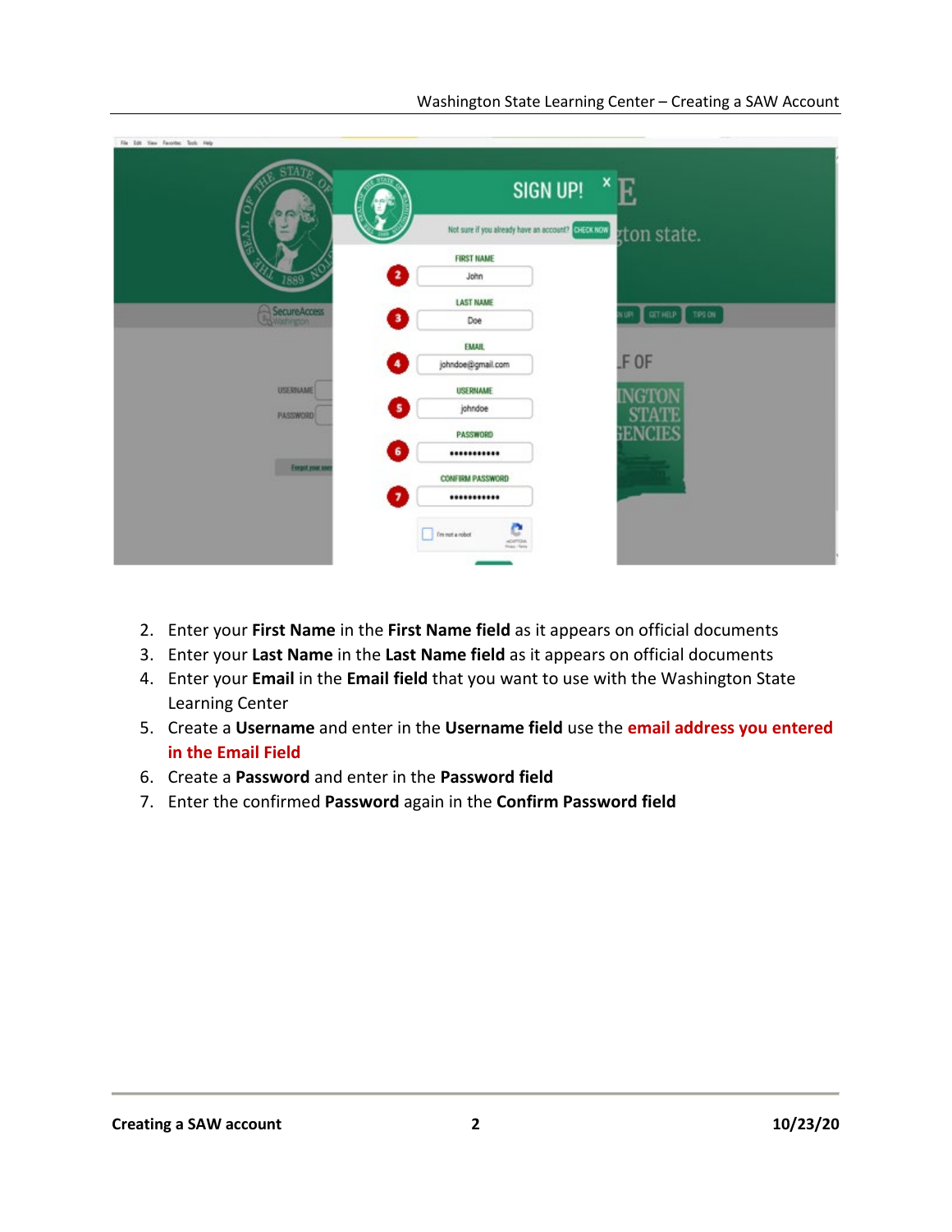2. Enter your **First Name** in the **First Name field** as it appears on official documents
3. Enter your **Last Name** in the **Last Name field** as it appears on official documents
4. Enter your **Email** in the **Email field** that you want to use with the Washington State Learning Center
5. Create a **Username** and enter in the **Username field** use the **email address you entered in the Email Field**
6. Create a **Password** and enter in the **Password field**
7. Enter the confirmed **Password** again in the **Confirm Password field**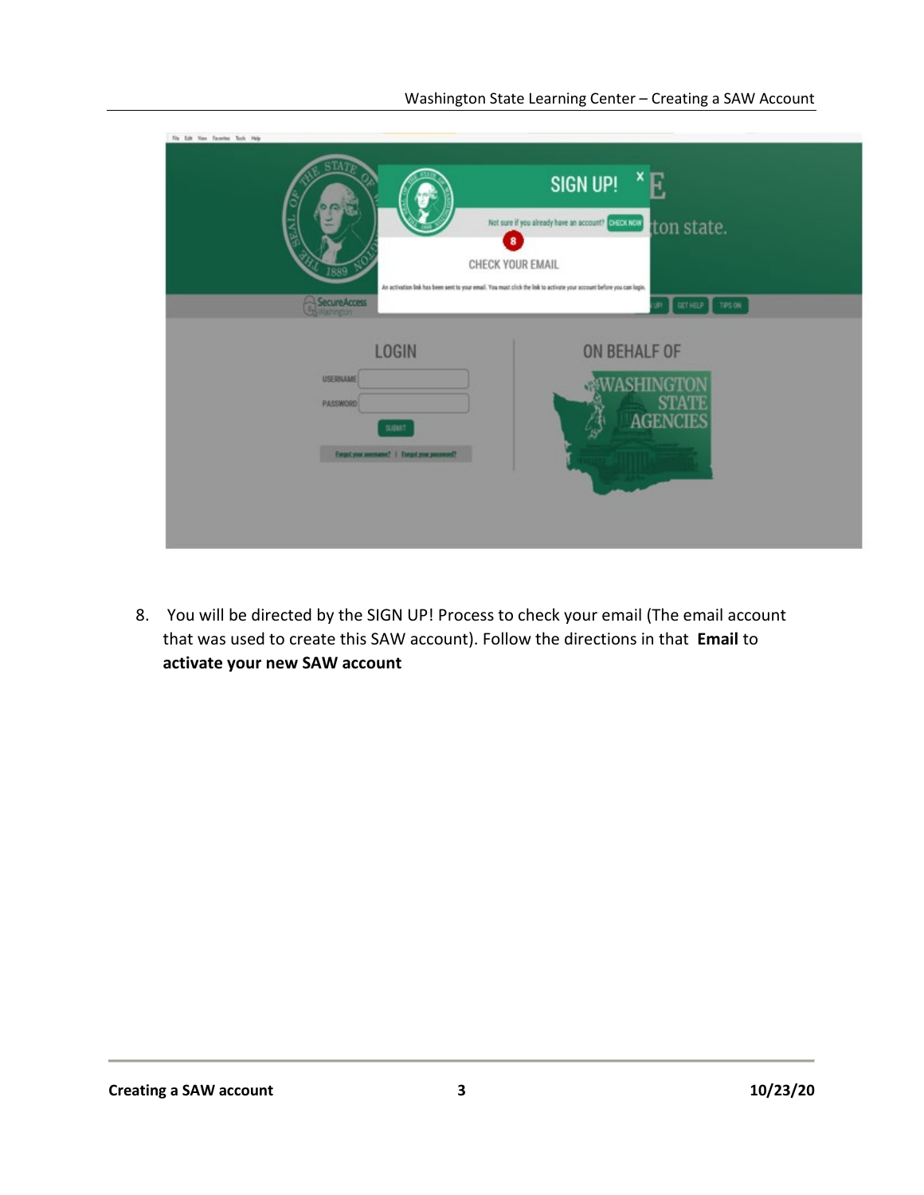8. You will be directed by the SIGN UP! Process to check your email (The email account that was used to create this SAW account). Follow the directions in that **Email** to **activate your new SAW account**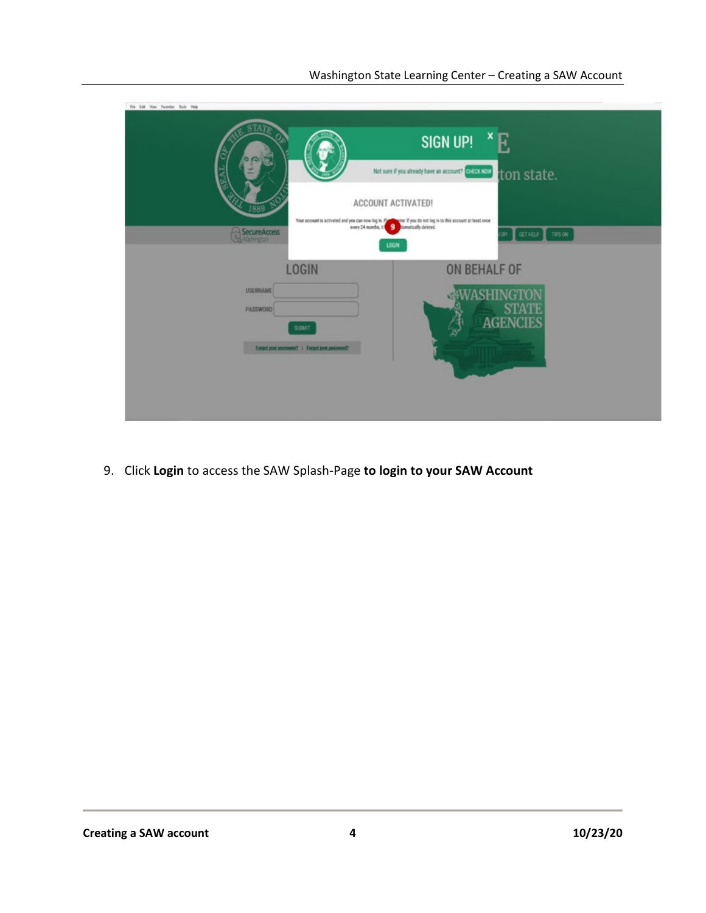9. Click **Login** to access the SAW Splash-Page **to login to your SAW Account**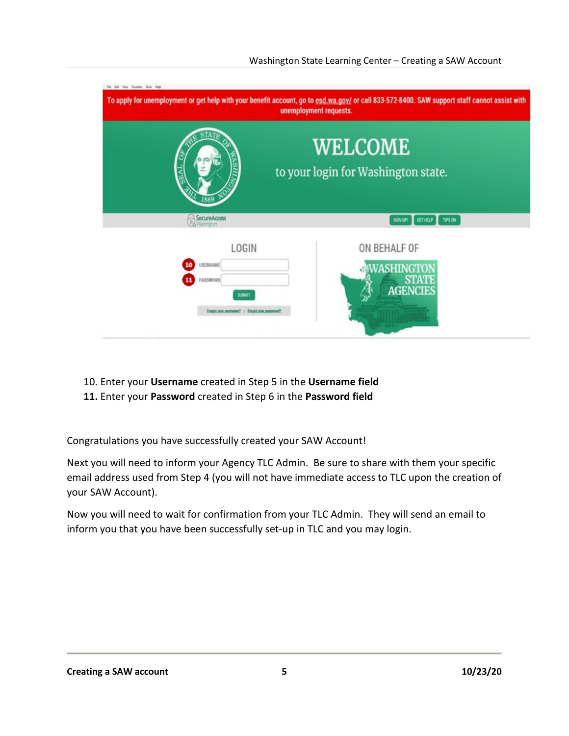10. Enter your **Username** created in Step 5 in the **Username field**
**11.** Enter your **Password** created in Step 6 in the **Password field**

Congratulations you have successfully created your SAW Account!

Next you will need to inform your Agency TLC Admin. Be sure to share with them your specific email address used from Step 4 (you will not have immediate access to TLC upon the creation of your SAW Account).

Now you will need to wait for confirmation from your TLC Admin. They will send an email to inform you that you have been successfully set-up in TLC and you may login.